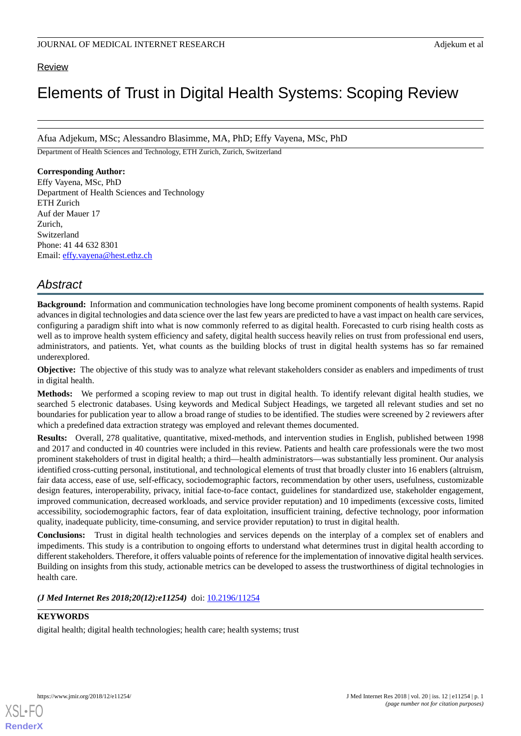Review

# Elements of Trust in Digital Health Systems: Scoping Review

Afua Adjekum, MSc; Alessandro Blasimme, MA, PhD; Effy Vayena, MSc, PhD

Department of Health Sciences and Technology, ETH Zurich, Zurich, Switzerland

**Corresponding Author:**
Effy Vayena, MSc, PhD
Department of Health Sciences and Technology
ETH Zurich
Auf der Mauer 17
Zurich,
Switzerland
Phone: 41 44 632 8301
Email: effy.vayena@hest.ethz.ch

## Abstract

**Background:** Information and communication technologies have long become prominent components of health systems. Rapid advances in digital technologies and data science over the last few years are predicted to have a vast impact on health care services, configuring a paradigm shift into what is now commonly referred to as digital health. Forecasted to curb rising health costs as well as to improve health system efficiency and safety, digital health success heavily relies on trust from professional end users, administrators, and patients. Yet, what counts as the building blocks of trust in digital health systems has so far remained underexplored.

**Objective:** The objective of this study was to analyze what relevant stakeholders consider as enablers and impediments of trust in digital health.

**Methods:** We performed a scoping review to map out trust in digital health. To identify relevant digital health studies, we searched 5 electronic databases. Using keywords and Medical Subject Headings, we targeted all relevant studies and set no boundaries for publication year to allow a broad range of studies to be identified. The studies were screened by 2 reviewers after which a predefined data extraction strategy was employed and relevant themes documented.

**Results:** Overall, 278 qualitative, quantitative, mixed-methods, and intervention studies in English, published between 1998 and 2017 and conducted in 40 countries were included in this review. Patients and health care professionals were the two most prominent stakeholders of trust in digital health; a third—health administrators—was substantially less prominent. Our analysis identified cross-cutting personal, institutional, and technological elements of trust that broadly cluster into 16 enablers (altruism, fair data access, ease of use, self-efficacy, sociodemographic factors, recommendation by other users, usefulness, customizable design features, interoperability, privacy, initial face-to-face contact, guidelines for standardized use, stakeholder engagement, improved communication, decreased workloads, and service provider reputation) and 10 impediments (excessive costs, limited accessibility, sociodemographic factors, fear of data exploitation, insufficient training, defective technology, poor information quality, inadequate publicity, time-consuming, and service provider reputation) to trust in digital health.

**Conclusions:** Trust in digital health technologies and services depends on the interplay of a complex set of enablers and impediments. This study is a contribution to ongoing efforts to understand what determines trust in digital health according to different stakeholders. Therefore, it offers valuable points of reference for the implementation of innovative digital health services. Building on insights from this study, actionable metrics can be developed to assess the trustworthiness of digital technologies in health care.

***(J Med Internet Res 2018;20(12):e11254)*** doi: 10.2196/11254

**KEYWORDS**

digital health; digital health technologies; health care; health systems; trust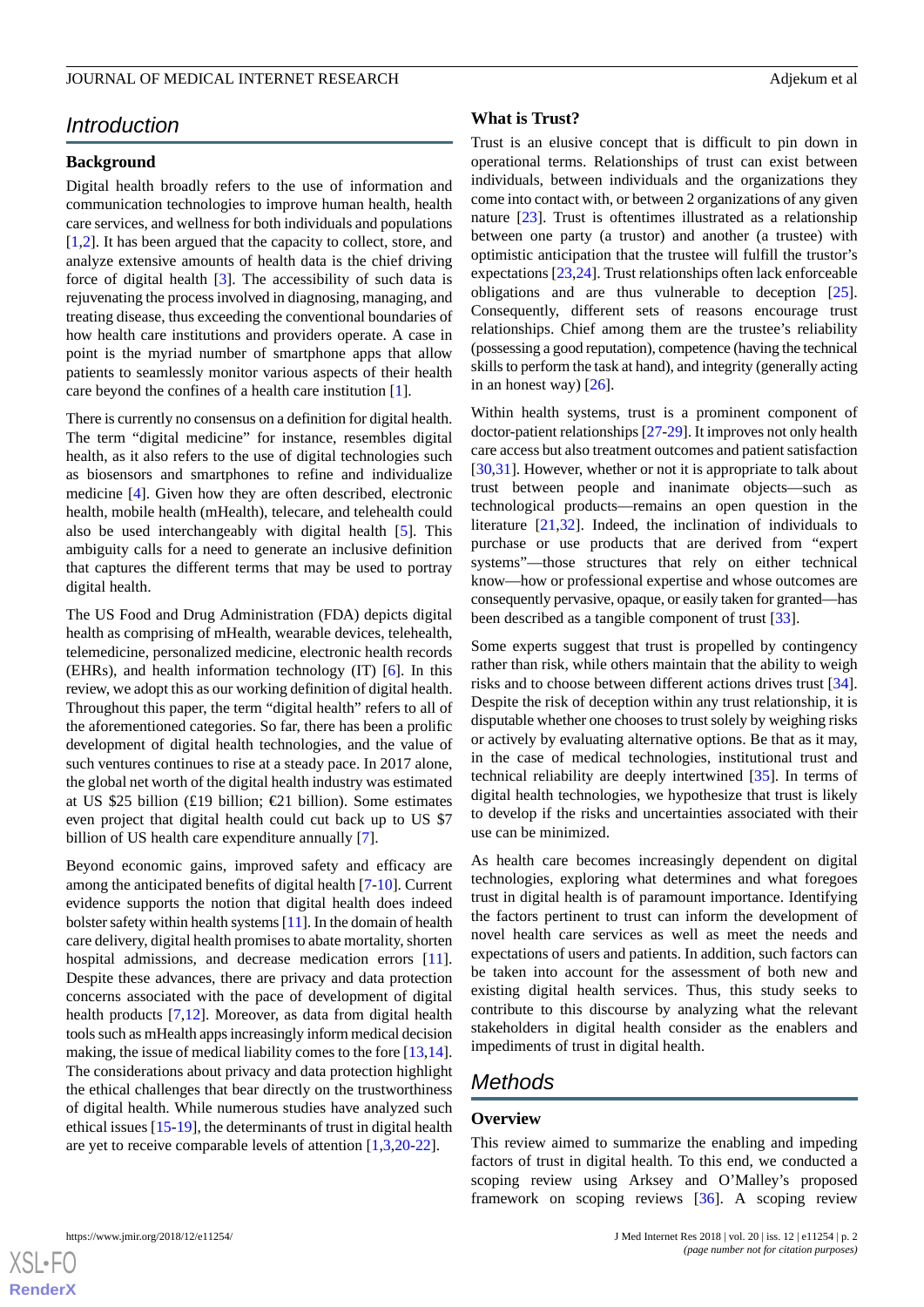## Introduction

### Background

Digital health broadly refers to the use of information and communication technologies to improve human health, health care services, and wellness for both individuals and populations [1,2]. It has been argued that the capacity to collect, store, and analyze extensive amounts of health data is the chief driving force of digital health [3]. The accessibility of such data is rejuvenating the process involved in diagnosing, managing, and treating disease, thus exceeding the conventional boundaries of how health care institutions and providers operate. A case in point is the myriad number of smartphone apps that allow patients to seamlessly monitor various aspects of their health care beyond the confines of a health care institution [1].

There is currently no consensus on a definition for digital health. The term "digital medicine" for instance, resembles digital health, as it also refers to the use of digital technologies such as biosensors and smartphones to refine and individualize medicine [4]. Given how they are often described, electronic health, mobile health (mHealth), telecare, and telehealth could also be used interchangeably with digital health [5]. This ambiguity calls for a need to generate an inclusive definition that captures the different terms that may be used to portray digital health.

The US Food and Drug Administration (FDA) depicts digital health as comprising of mHealth, wearable devices, telehealth, telemedicine, personalized medicine, electronic health records (EHRs), and health information technology (IT) [6]. In this review, we adopt this as our working definition of digital health. Throughout this paper, the term "digital health" refers to all of the aforementioned categories. So far, there has been a prolific development of digital health technologies, and the value of such ventures continues to rise at a steady pace. In 2017 alone, the global net worth of the digital health industry was estimated at US $25 billion (£19 billion; €21 billion). Some estimates even project that digital health could cut back up to US $7 billion of US health care expenditure annually [7].

Beyond economic gains, improved safety and efficacy are among the anticipated benefits of digital health [7-10]. Current evidence supports the notion that digital health does indeed bolster safety within health systems [11]. In the domain of health care delivery, digital health promises to abate mortality, shorten hospital admissions, and decrease medication errors [11]. Despite these advances, there are privacy and data protection concerns associated with the pace of development of digital health products [7,12]. Moreover, as data from digital health tools such as mHealth apps increasingly inform medical decision making, the issue of medical liability comes to the fore [13,14]. The considerations about privacy and data protection highlight the ethical challenges that bear directly on the trustworthiness of digital health. While numerous studies have analyzed such ethical issues [15-19], the determinants of trust in digital health are yet to receive comparable levels of attention [1,3,20-22].

### What is Trust?

Trust is an elusive concept that is difficult to pin down in operational terms. Relationships of trust can exist between individuals, between individuals and the organizations they come into contact with, or between 2 organizations of any given nature [23]. Trust is oftentimes illustrated as a relationship between one party (a trustor) and another (a trustee) with optimistic anticipation that the trustee will fulfill the trustor's expectations [23,24]. Trust relationships often lack enforceable obligations and are thus vulnerable to deception [25]. Consequently, different sets of reasons encourage trust relationships. Chief among them are the trustee's reliability (possessing a good reputation), competence (having the technical skills to perform the task at hand), and integrity (generally acting in an honest way) [26].

Within health systems, trust is a prominent component of doctor-patient relationships [27-29]. It improves not only health care access but also treatment outcomes and patient satisfaction [30,31]. However, whether or not it is appropriate to talk about trust between people and inanimate objects—such as technological products—remains an open question in the literature [21,32]. Indeed, the inclination of individuals to purchase or use products that are derived from "expert systems"—those structures that rely on either technical know—how or professional expertise and whose outcomes are consequently pervasive, opaque, or easily taken for granted—has been described as a tangible component of trust [33].

Some experts suggest that trust is propelled by contingency rather than risk, while others maintain that the ability to weigh risks and to choose between different actions drives trust [34]. Despite the risk of deception within any trust relationship, it is disputable whether one chooses to trust solely by weighing risks or actively by evaluating alternative options. Be that as it may, in the case of medical technologies, institutional trust and technical reliability are deeply intertwined [35]. In terms of digital health technologies, we hypothesize that trust is likely to develop if the risks and uncertainties associated with their use can be minimized.

As health care becomes increasingly dependent on digital technologies, exploring what determines and what foregoes trust in digital health is of paramount importance. Identifying the factors pertinent to trust can inform the development of novel health care services as well as meet the needs and expectations of users and patients. In addition, such factors can be taken into account for the assessment of both new and existing digital health services. Thus, this study seeks to contribute to this discourse by analyzing what the relevant stakeholders in digital health consider as the enablers and impediments of trust in digital health.

## Methods

### Overview

This review aimed to summarize the enabling and impeding factors of trust in digital health. To this end, we conducted a scoping review using Arksey and O'Malley's proposed framework on scoping reviews [36]. A scoping review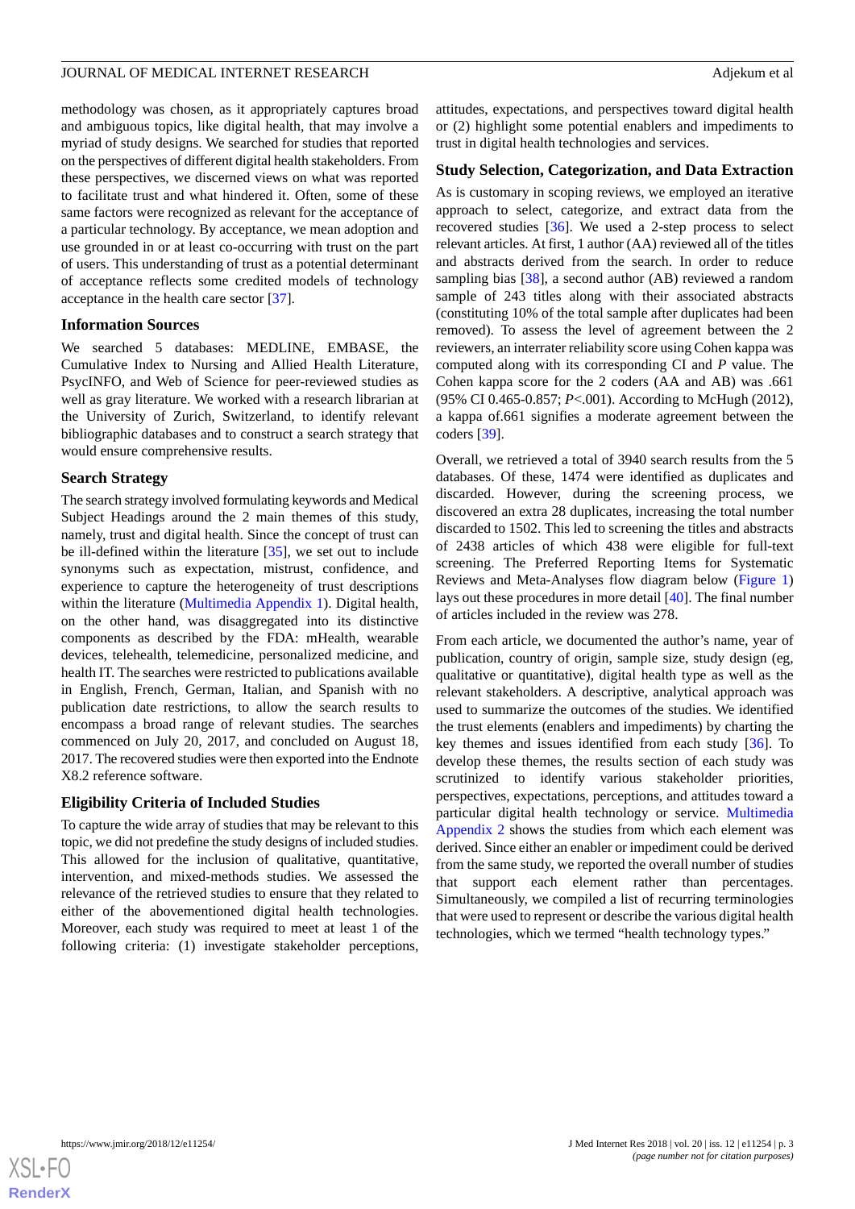methodology was chosen, as it appropriately captures broad and ambiguous topics, like digital health, that may involve a myriad of study designs. We searched for studies that reported on the perspectives of different digital health stakeholders. From these perspectives, we discerned views on what was reported to facilitate trust and what hindered it. Often, some of these same factors were recognized as relevant for the acceptance of a particular technology. By acceptance, we mean adoption and use grounded in or at least co-occurring with trust on the part of users. This understanding of trust as a potential determinant of acceptance reflects some credited models of technology acceptance in the health care sector [37].

### Information Sources

We searched 5 databases: MEDLINE, EMBASE, the Cumulative Index to Nursing and Allied Health Literature, PsycINFO, and Web of Science for peer-reviewed studies as well as gray literature. We worked with a research librarian at the University of Zurich, Switzerland, to identify relevant bibliographic databases and to construct a search strategy that would ensure comprehensive results.

### Search Strategy

The search strategy involved formulating keywords and Medical Subject Headings around the 2 main themes of this study, namely, trust and digital health. Since the concept of trust can be ill-defined within the literature [35], we set out to include synonyms such as expectation, mistrust, confidence, and experience to capture the heterogeneity of trust descriptions within the literature (Multimedia Appendix 1). Digital health, on the other hand, was disaggregated into its distinctive components as described by the FDA: mHealth, wearable devices, telehealth, telemedicine, personalized medicine, and health IT. The searches were restricted to publications available in English, French, German, Italian, and Spanish with no publication date restrictions, to allow the search results to encompass a broad range of relevant studies. The searches commenced on July 20, 2017, and concluded on August 18, 2017. The recovered studies were then exported into the Endnote X8.2 reference software.

### Eligibility Criteria of Included Studies

To capture the wide array of studies that may be relevant to this topic, we did not predefine the study designs of included studies. This allowed for the inclusion of qualitative, quantitative, intervention, and mixed-methods studies. We assessed the relevance of the retrieved studies to ensure that they related to either of the abovementioned digital health technologies. Moreover, each study was required to meet at least 1 of the following criteria: (1) investigate stakeholder perceptions, attitudes, expectations, and perspectives toward digital health or (2) highlight some potential enablers and impediments to trust in digital health technologies and services.

### Study Selection, Categorization, and Data Extraction

As is customary in scoping reviews, we employed an iterative approach to select, categorize, and extract data from the recovered studies [36]. We used a 2-step process to select relevant articles. At first, 1 author (AA) reviewed all of the titles and abstracts derived from the search. In order to reduce sampling bias [38], a second author (AB) reviewed a random sample of 243 titles along with their associated abstracts (constituting 10% of the total sample after duplicates had been removed). To assess the level of agreement between the 2 reviewers, an interrater reliability score using Cohen kappa was computed along with its corresponding CI and *P* value. The Cohen kappa score for the 2 coders (AA and AB) was .661 (95% CI 0.465-0.857; $P<.001$). According to McHugh (2012), a kappa of.661 signifies a moderate agreement between the coders [39].

Overall, we retrieved a total of 3940 search results from the 5 databases. Of these, 1474 were identified as duplicates and discarded. However, during the screening process, we discovered an extra 28 duplicates, increasing the total number discarded to 1502. This led to screening the titles and abstracts of 2438 articles of which 438 were eligible for full-text screening. The Preferred Reporting Items for Systematic Reviews and Meta-Analyses flow diagram below (Figure 1) lays out these procedures in more detail [40]. The final number of articles included in the review was 278.

From each article, we documented the author's name, year of publication, country of origin, sample size, study design (eg, qualitative or quantitative), digital health type as well as the relevant stakeholders. A descriptive, analytical approach was used to summarize the outcomes of the studies. We identified the trust elements (enablers and impediments) by charting the key themes and issues identified from each study [36]. To develop these themes, the results section of each study was scrutinized to identify various stakeholder priorities, perspectives, expectations, perceptions, and attitudes toward a particular digital health technology or service. Multimedia Appendix 2 shows the studies from which each element was derived. Since either an enabler or impediment could be derived from the same study, we reported the overall number of studies that support each element rather than percentages. Simultaneously, we compiled a list of recurring terminologies that were used to represent or describe the various digital health technologies, which we termed "health technology types."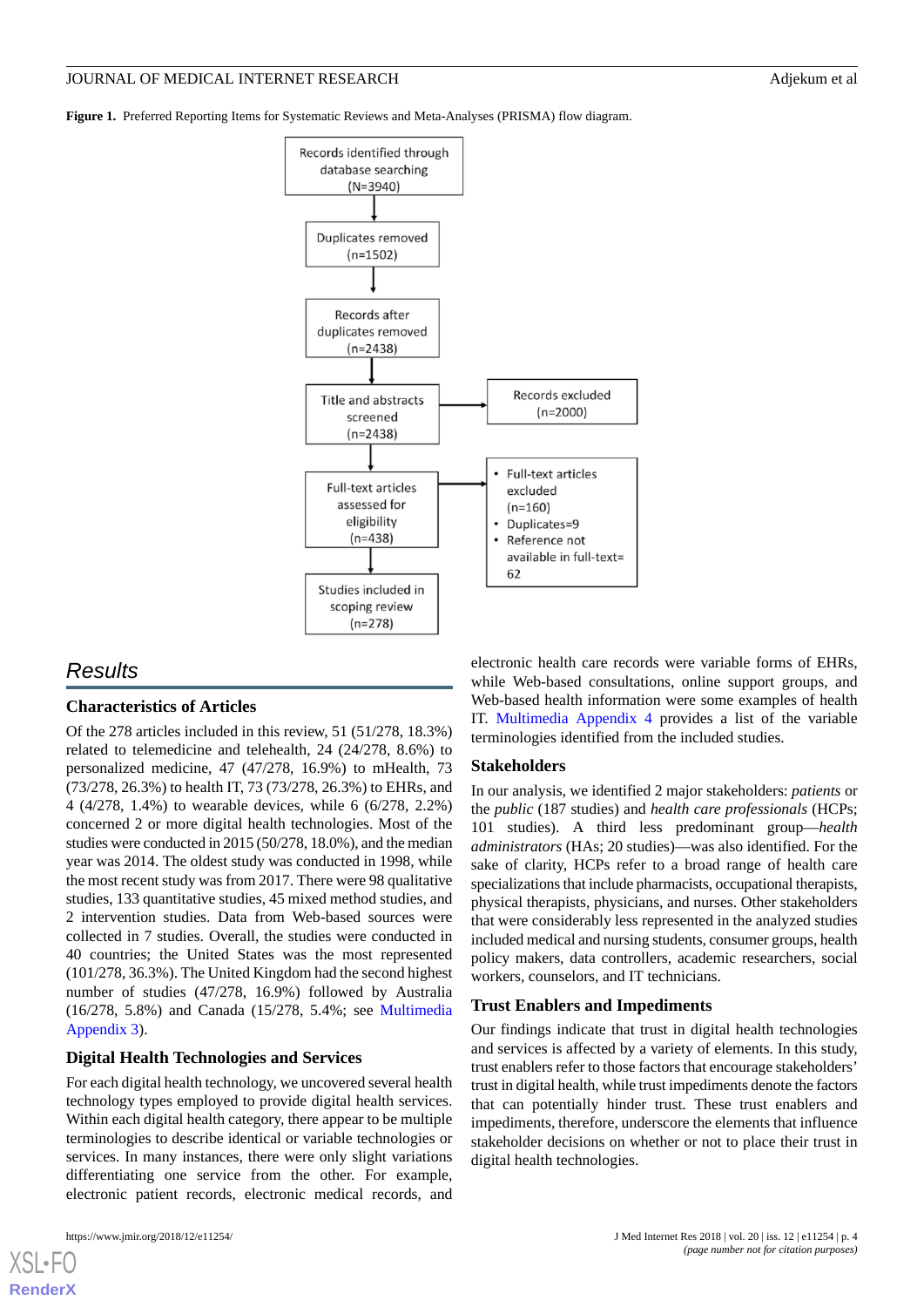**Figure 1.** Preferred Reporting Items for Systematic Reviews and Meta-Analyses (PRISMA) flow diagram.

Records identified through database searching (N=3940)

Duplicates removed (n=1502)

Records after duplicates removed (n=2438)

Title and abstracts screened (n=2438)

Records excluded (n=2000)

Full-text articles assessed for eligibility (n=438)

- Full-text articles excluded (n=160)
- Duplicates=9
- Reference not available in full-text= 62

Studies included in scoping review (n=278)

# Results

## Characteristics of Articles

Of the 278 articles included in this review, 51 (51/278, 18.3%) related to telemedicine and telehealth, 24 (24/278, 8.6%) to personalized medicine, 47 (47/278, 16.9%) to mHealth, 73 (73/278, 26.3%) to health IT, 73 (73/278, 26.3%) to EHRs, and 4 (4/278, 1.4%) to wearable devices, while 6 (6/278, 2.2%) concerned 2 or more digital health technologies. Most of the studies were conducted in 2015 (50/278, 18.0%), and the median year was 2014. The oldest study was conducted in 1998, while the most recent study was from 2017. There were 98 qualitative studies, 133 quantitative studies, 45 mixed method studies, and 2 intervention studies. Data from Web-based sources were collected in 7 studies. Overall, the studies were conducted in 40 countries; the United States was the most represented (101/278, 36.3%). The United Kingdom had the second highest number of studies (47/278, 16.9%) followed by Australia (16/278, 5.8%) and Canada (15/278, 5.4%; see Multimedia Appendix 3).

## Digital Health Technologies and Services

For each digital health technology, we uncovered several health technology types employed to provide digital health services. Within each digital health category, there appear to be multiple terminologies to describe identical or variable technologies or services. In many instances, there were only slight variations differentiating one service from the other. For example, electronic patient records, electronic medical records, and electronic health care records were variable forms of EHRs, while Web-based consultations, online support groups, and Web-based health information were some examples of health IT. Multimedia Appendix 4 provides a list of the variable terminologies identified from the included studies.

## Stakeholders

In our analysis, we identified 2 major stakeholders: *patients* or the *public* (187 studies) and *health care professionals* (HCPs; 101 studies). A third less predominant group—*health administrators* (HAs; 20 studies)—was also identified. For the sake of clarity, HCPs refer to a broad range of health care specializations that include pharmacists, occupational therapists, physical therapists, physicians, and nurses. Other stakeholders that were considerably less represented in the analyzed studies included medical and nursing students, consumer groups, health policy makers, data controllers, academic researchers, social workers, counselors, and IT technicians.

## Trust Enablers and Impediments

Our findings indicate that trust in digital health technologies and services is affected by a variety of elements. In this study, trust enablers refer to those factors that encourage stakeholders' trust in digital health, while trust impediments denote the factors that can potentially hinder trust. These trust enablers and impediments, therefore, underscore the elements that influence stakeholder decisions on whether or not to place their trust in digital health technologies.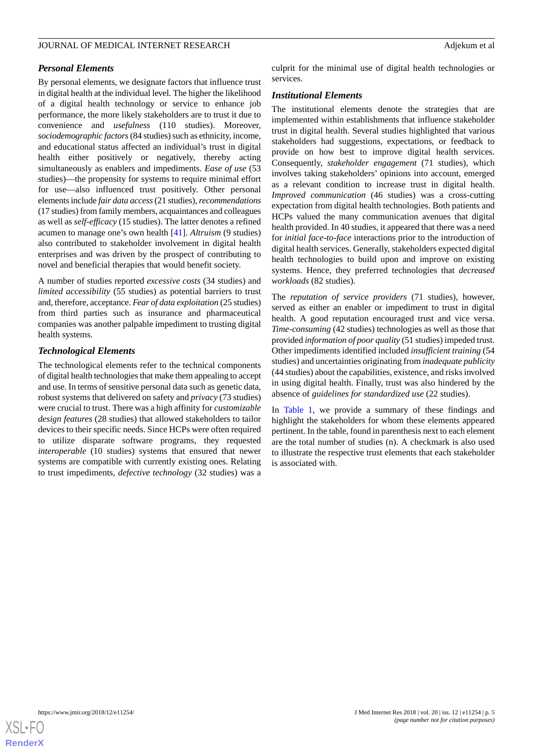### *Personal Elements*

By personal elements, we designate factors that influence trust in digital health at the individual level. The higher the likelihood of a digital health technology or service to enhance job performance, the more likely stakeholders are to trust it due to convenience and *usefulness* (110 studies). Moreover, *sociodemographic factors* (84 studies) such as ethnicity, income, and educational status affected an individual's trust in digital health either positively or negatively, thereby acting simultaneously as enablers and impediments. *Ease of use* (53 studies)—the propensity for systems to require minimal effort for use—also influenced trust positively. Other personal elements include *fair data access* (21 studies), *recommendations* (17 studies) from family members, acquaintances and colleagues as well as *self-efficacy* (15 studies). The latter denotes a refined acumen to manage one's own health [41]. *Altruism* (9 studies) also contributed to stakeholder involvement in digital health enterprises and was driven by the prospect of contributing to novel and beneficial therapies that would benefit society.

A number of studies reported *excessive costs* (34 studies) and *limited accessibility* (55 studies) as potential barriers to trust and, therefore, acceptance. *Fear of data exploitation* (25 studies) from third parties such as insurance and pharmaceutical companies was another palpable impediment to trusting digital health systems.

### *Technological Elements*

The technological elements refer to the technical components of digital health technologies that make them appealing to accept and use. In terms of sensitive personal data such as genetic data, robust systems that delivered on safety and *privacy* (73 studies) were crucial to trust. There was a high affinity for *customizable design features* (28 studies) that allowed stakeholders to tailor devices to their specific needs. Since HCPs were often required to utilize disparate software programs, they requested *interoperable* (10 studies) systems that ensured that newer systems are compatible with currently existing ones. Relating to trust impediments, *defective technology* (32 studies) was a culprit for the minimal use of digital health technologies or services.

### *Institutional Elements*

The institutional elements denote the strategies that are implemented within establishments that influence stakeholder trust in digital health. Several studies highlighted that various stakeholders had suggestions, expectations, or feedback to provide on how best to improve digital health services. Consequently, *stakeholder engagement* (71 studies), which involves taking stakeholders' opinions into account, emerged as a relevant condition to increase trust in digital health. *Improved communication* (46 studies) was a cross-cutting expectation from digital health technologies. Both patients and HCPs valued the many communication avenues that digital health provided. In 40 studies, it appeared that there was a need for *initial face-to-face* interactions prior to the introduction of digital health services. Generally, stakeholders expected digital health technologies to build upon and improve on existing systems. Hence, they preferred technologies that *decreased workloads* (82 studies).

The *reputation of service providers* (71 studies), however, served as either an enabler or impediment to trust in digital health. A good reputation encouraged trust and vice versa. *Time-consuming* (42 studies) technologies as well as those that provided *information of poor quality* (51 studies) impeded trust. Other impediments identified included *insufficient training* (54 studies) and uncertainties originating from *inadequate publicity* (44 studies) about the capabilities, existence, and risks involved in using digital health. Finally, trust was also hindered by the absence of *guidelines for standardized use* (22 studies).

In Table 1, we provide a summary of these findings and highlight the stakeholders for whom these elements appeared pertinent. In the table, found in parenthesis next to each element are the total number of studies (n). A checkmark is also used to illustrate the respective trust elements that each stakeholder is associated with.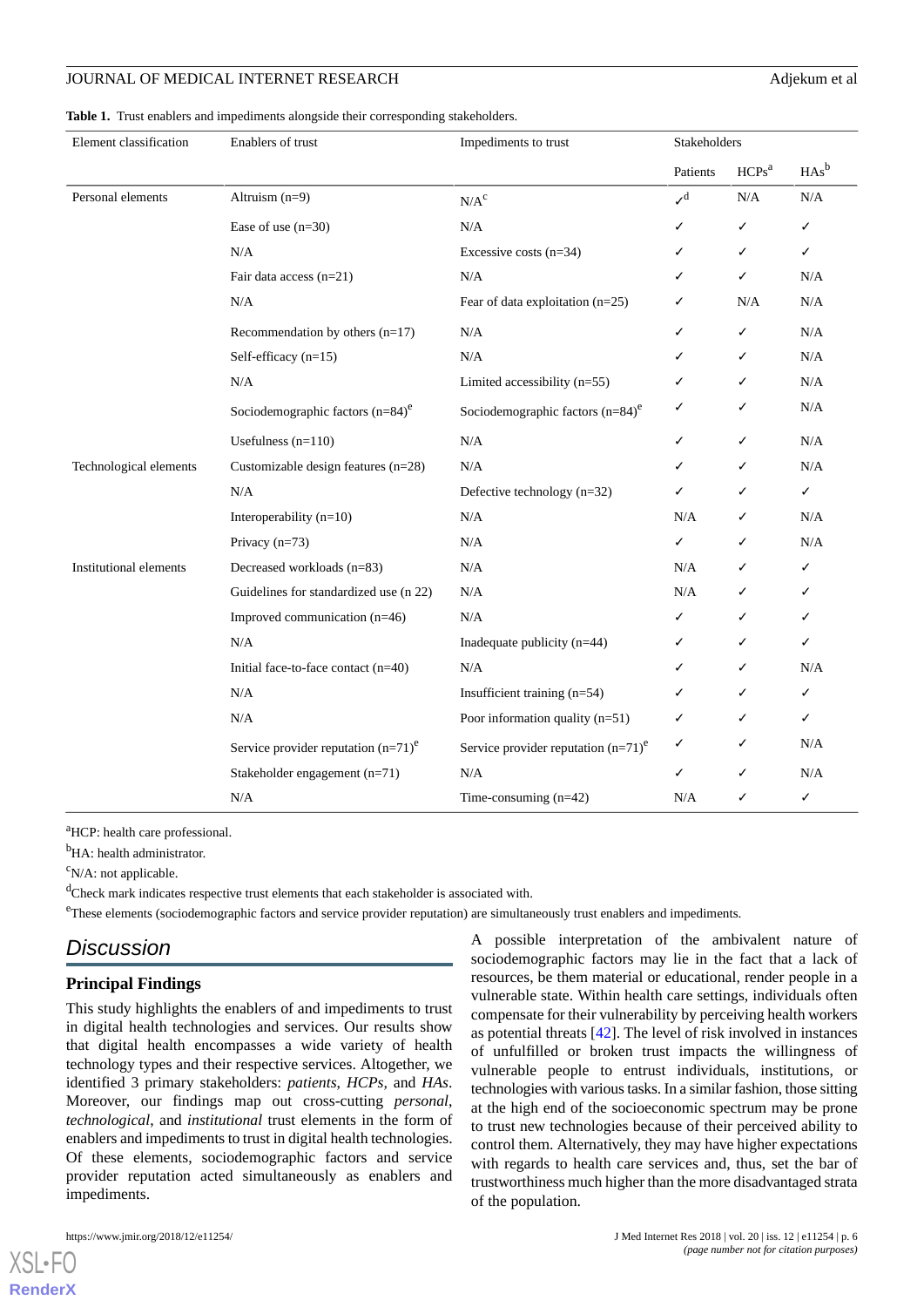**Table 1.** Trust enablers and impediments alongside their corresponding stakeholders.

| Element classification | Enablers of trust | Impediments to trust | Stakeholders | | |
|---|---|---|---|---|---|
| | | | Patients | HCPs[a] | HAs[b] |
| Personal elements | Altruism (n=9) | N/A[c] | ✓[d] | N/A | N/A |
| | Ease of use (n=30) | N/A | ✓ | ✓ | ✓ |
| | N/A | Excessive costs (n=34) | ✓ | ✓ | ✓ |
| | Fair data access (n=21) | N/A | ✓ | ✓ | N/A |
| | N/A | Fear of data exploitation (n=25) | ✓ | N/A | N/A |
| | Recommendation by others (n=17) | N/A | ✓ | ✓ | N/A |
| | Self-efficacy (n=15) | N/A | ✓ | ✓ | N/A |
| | N/A | Limited accessibility (n=55) | ✓ | ✓ | N/A |
| | Sociodemographic factors (n=84)[e] | Sociodemographic factors (n=84)[e] | ✓ | ✓ | N/A |
| | Usefulness (n=110) | N/A | ✓ | ✓ | N/A |
| Technological elements | Customizable design features (n=28) | N/A | ✓ | ✓ | N/A |
| | N/A | Defective technology (n=32) | ✓ | ✓ | ✓ |
| | Interoperability (n=10) | N/A | N/A | ✓ | N/A |
| | Privacy (n=73) | N/A | ✓ | ✓ | N/A |
| Institutional elements | Decreased workloads (n=83) | N/A | N/A | ✓ | ✓ |
| | Guidelines for standardized use (n 22) | N/A | N/A | ✓ | ✓ |
| | Improved communication (n=46) | N/A | ✓ | ✓ | ✓ |
| | N/A | Inadequate publicity (n=44) | ✓ | ✓ | ✓ |
| | Initial face-to-face contact (n=40) | N/A | ✓ | ✓ | N/A |
| | N/A | Insufficient training (n=54) | ✓ | ✓ | ✓ |
| | N/A | Poor information quality (n=51) | ✓ | ✓ | ✓ |
| | Service provider reputation (n=71)[e] | Service provider reputation (n=71)[e] | ✓ | ✓ | N/A |
| | Stakeholder engagement (n=71) | N/A | ✓ | ✓ | N/A |
| | N/A | Time-consuming (n=42) | N/A | ✓ | ✓ |

[a]HCP: health care professional.

[b]HA: health administrator.

[c]N/A: not applicable.

[d]Check mark indicates respective trust elements that each stakeholder is associated with.

[e]These elements (sociodemographic factors and service provider reputation) are simultaneously trust enablers and impediments.

## Discussion

### Principal Findings

This study highlights the enablers of and impediments to trust in digital health technologies and services. Our results show that digital health encompasses a wide variety of health technology types and their respective services. Altogether, we identified 3 primary stakeholders: *patients*, *HCPs,* and *HAs*. Moreover, our findings map out cross-cutting *personal*, *technological*, and *institutional* trust elements in the form of enablers and impediments to trust in digital health technologies. Of these elements, sociodemographic factors and service provider reputation acted simultaneously as enablers and impediments.

A possible interpretation of the ambivalent nature of sociodemographic factors may lie in the fact that a lack of resources, be them material or educational, render people in a vulnerable state. Within health care settings, individuals often compensate for their vulnerability by perceiving health workers as potential threats [42]. The level of risk involved in instances of unfulfilled or broken trust impacts the willingness of vulnerable people to entrust individuals, institutions, or technologies with various tasks. In a similar fashion, those sitting at the high end of the socioeconomic spectrum may be prone to trust new technologies because of their perceived ability to control them. Alternatively, they may have higher expectations with regards to health care services and, thus, set the bar of trustworthiness much higher than the more disadvantaged strata of the population.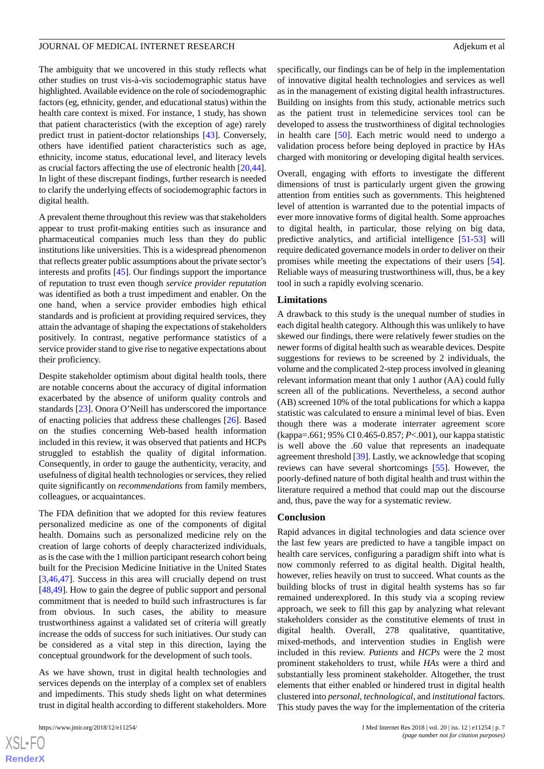The ambiguity that we uncovered in this study reflects what other studies on trust vis-à-vis sociodemographic status have highlighted. Available evidence on the role of sociodemographic factors (eg, ethnicity, gender, and educational status) within the health care context is mixed. For instance, 1 study, has shown that patient characteristics (with the exception of age) rarely predict trust in patient-doctor relationships [43]. Conversely, others have identified patient characteristics such as age, ethnicity, income status, educational level, and literacy levels as crucial factors affecting the use of electronic health [20,44]. In light of these discrepant findings, further research is needed to clarify the underlying effects of sociodemographic factors in digital health.

A prevalent theme throughout this review was that stakeholders appear to trust profit-making entities such as insurance and pharmaceutical companies much less than they do public institutions like universities. This is a widespread phenomenon that reflects greater public assumptions about the private sector's interests and profits [45]. Our findings support the importance of reputation to trust even though *service provider reputation* was identified as both a trust impediment and enabler. On the one hand, when a service provider embodies high ethical standards and is proficient at providing required services, they attain the advantage of shaping the expectations of stakeholders positively. In contrast, negative performance statistics of a service provider stand to give rise to negative expectations about their proficiency.

Despite stakeholder optimism about digital health tools, there are notable concerns about the accuracy of digital information exacerbated by the absence of uniform quality controls and standards [23]. Onora O'Neill has underscored the importance of enacting policies that address these challenges [26]. Based on the studies concerning Web-based health information included in this review, it was observed that patients and HCPs struggled to establish the quality of digital information. Consequently, in order to gauge the authenticity, veracity, and usefulness of digital health technologies or services, they relied quite significantly on *recommendations* from family members, colleagues, or acquaintances.

The FDA definition that we adopted for this review features personalized medicine as one of the components of digital health. Domains such as personalized medicine rely on the creation of large cohorts of deeply characterized individuals, as is the case with the 1 million participant research cohort being built for the Precision Medicine Initiative in the United States [3,46,47]. Success in this area will crucially depend on trust [48,49]. How to gain the degree of public support and personal commitment that is needed to build such infrastructures is far from obvious. In such cases, the ability to measure trustworthiness against a validated set of criteria will greatly increase the odds of success for such initiatives. Our study can be considered as a vital step in this direction, laying the conceptual groundwork for the development of such tools.

As we have shown, trust in digital health technologies and services depends on the interplay of a complex set of enablers and impediments. This study sheds light on what determines trust in digital health according to different stakeholders. More specifically, our findings can be of help in the implementation of innovative digital health technologies and services as well as in the management of existing digital health infrastructures. Building on insights from this study, actionable metrics such as the patient trust in telemedicine services tool can be developed to assess the trustworthiness of digital technologies in health care [50]. Each metric would need to undergo a validation process before being deployed in practice by HAs charged with monitoring or developing digital health services.

Overall, engaging with efforts to investigate the different dimensions of trust is particularly urgent given the growing attention from entities such as governments. This heightened level of attention is warranted due to the potential impacts of ever more innovative forms of digital health. Some approaches to digital health, in particular, those relying on big data, predictive analytics, and artificial intelligence [51-53] will require dedicated governance models in order to deliver on their promises while meeting the expectations of their users [54]. Reliable ways of measuring trustworthiness will, thus, be a key tool in such a rapidly evolving scenario.

## Limitations

A drawback to this study is the unequal number of studies in each digital health category. Although this was unlikely to have skewed our findings, there were relatively fewer studies on the newer forms of digital health such as wearable devices. Despite suggestions for reviews to be screened by 2 individuals, the volume and the complicated 2-step process involved in gleaning relevant information meant that only 1 author (AA) could fully screen all of the publications. Nevertheless, a second author (AB) screened 10% of the total publications for which a kappa statistic was calculated to ensure a minimal level of bias. Even though there was a moderate interrater agreement score (kappa=.661; 95% CI 0.465-0.857; $P<.001$), our kappa statistic is well above the .60 value that represents an inadequate agreement threshold [39]. Lastly, we acknowledge that scoping reviews can have several shortcomings [55]. However, the poorly-defined nature of both digital health and trust within the literature required a method that could map out the discourse and, thus, pave the way for a systematic review.

## Conclusion

Rapid advances in digital technologies and data science over the last few years are predicted to have a tangible impact on health care services, configuring a paradigm shift into what is now commonly referred to as digital health. Digital health, however, relies heavily on trust to succeed. What counts as the building blocks of trust in digital health systems has so far remained underexplored. In this study via a scoping review approach, we seek to fill this gap by analyzing what relevant stakeholders consider as the constitutive elements of trust in digital health. Overall, 278 qualitative, quantitative, mixed-methods, and intervention studies in English were included in this review. *Patients* and *HCPs* were the 2 most prominent stakeholders to trust, while *HAs* were a third and substantially less prominent stakeholder. Altogether, the trust elements that either enabled or hindered trust in digital health clustered into *personal*, *technological*, and *institutional* factors. This study paves the way for the implementation of the criteria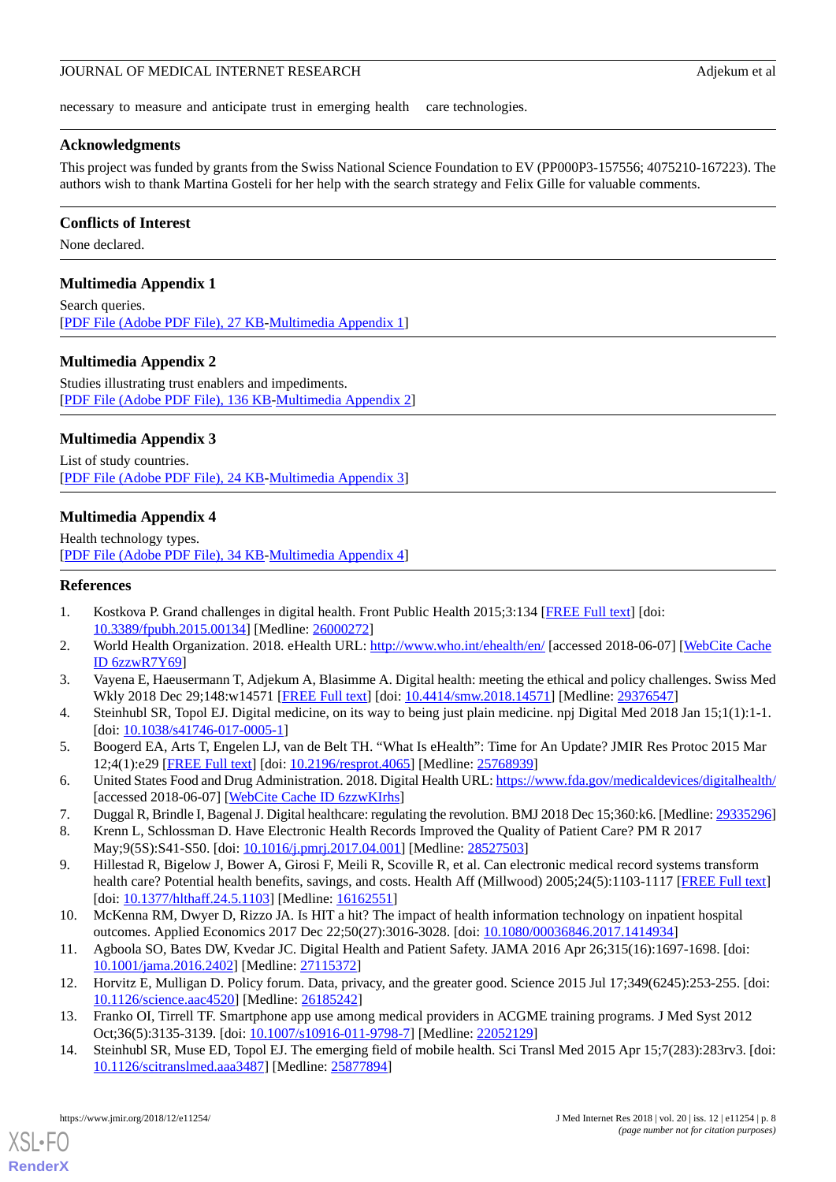necessary to measure and anticipate trust in emerging health care technologies.

## Acknowledgments

This project was funded by grants from the Swiss National Science Foundation to EV (PP000P3-157556; 4075210-167223). The authors wish to thank Martina Gosteli for her help with the search strategy and Felix Gille for valuable comments.

## Conflicts of Interest

None declared.

## Multimedia Appendix 1

Search queries.
[PDF File (Adobe PDF File), 27 KB-Multimedia Appendix 1]

## Multimedia Appendix 2

Studies illustrating trust enablers and impediments.
[PDF File (Adobe PDF File), 136 KB-Multimedia Appendix 2]

## Multimedia Appendix 3

List of study countries.
[PDF File (Adobe PDF File), 24 KB-Multimedia Appendix 3]

## Multimedia Appendix 4

Health technology types.
[PDF File (Adobe PDF File), 34 KB-Multimedia Appendix 4]

## References

1. Kostkova P. Grand challenges in digital health. Front Public Health 2015;3:134 [FREE Full text] [doi: 10.3389/fpubh.2015.00134] [Medline: 26000272]
2. World Health Organization. 2018. eHealth URL: http://www.who.int/ehealth/en/ [accessed 2018-06-07] [WebCite Cache ID 6zzwR7Y69]
3. Vayena E, Haeusermann T, Adjekum A, Blasimme A. Digital health: meeting the ethical and policy challenges. Swiss Med Wkly 2018 Dec 29;148:w14571 [FREE Full text] [doi: 10.4414/smw.2018.14571] [Medline: 29376547]
4. Steinhubl SR, Topol EJ. Digital medicine, on its way to being just plain medicine. npj Digital Med 2018 Jan 15;1(1):1-1. [doi: 10.1038/s41746-017-0005-1]
5. Boogerd EA, Arts T, Engelen LJ, van de Belt TH. "What Is eHealth": Time for An Update? JMIR Res Protoc 2015 Mar 12;4(1):e29 [FREE Full text] [doi: 10.2196/resprot.4065] [Medline: 25768939]
6. United States Food and Drug Administration. 2018. Digital Health URL: https://www.fda.gov/medicaldevices/digitalhealth/ [accessed 2018-06-07] [WebCite Cache ID 6zzwKIrhs]
7. Duggal R, Brindle I, Bagenal J. Digital healthcare: regulating the revolution. BMJ 2018 Dec 15;360:k6. [Medline: 29335296]
8. Krenn L, Schlossman D. Have Electronic Health Records Improved the Quality of Patient Care? PM R 2017 May;9(5S):S41-S50. [doi: 10.1016/j.pmrj.2017.04.001] [Medline: 28527503]
9. Hillestad R, Bigelow J, Bower A, Girosi F, Meili R, Scoville R, et al. Can electronic medical record systems transform health care? Potential health benefits, savings, and costs. Health Aff (Millwood) 2005;24(5):1103-1117 [FREE Full text] [doi: 10.1377/hlthaff.24.5.1103] [Medline: 16162551]
10. McKenna RM, Dwyer D, Rizzo JA. Is HIT a hit? The impact of health information technology on inpatient hospital outcomes. Applied Economics 2017 Dec 22;50(27):3016-3028. [doi: 10.1080/00036846.2017.1414934]
11. Agboola SO, Bates DW, Kvedar JC. Digital Health and Patient Safety. JAMA 2016 Apr 26;315(16):1697-1698. [doi: 10.1001/jama.2016.2402] [Medline: 27115372]
12. Horvitz E, Mulligan D. Policy forum. Data, privacy, and the greater good. Science 2015 Jul 17;349(6245):253-255. [doi: 10.1126/science.aac4520] [Medline: 26185242]
13. Franko OI, Tirrell TF. Smartphone app use among medical providers in ACGME training programs. J Med Syst 2012 Oct;36(5):3135-3139. [doi: 10.1007/s10916-011-9798-7] [Medline: 22052129]
14. Steinhubl SR, Muse ED, Topol EJ. The emerging field of mobile health. Sci Transl Med 2015 Apr 15;7(283):283rv3. [doi: 10.1126/scitranslmed.aaa3487] [Medline: 25877894]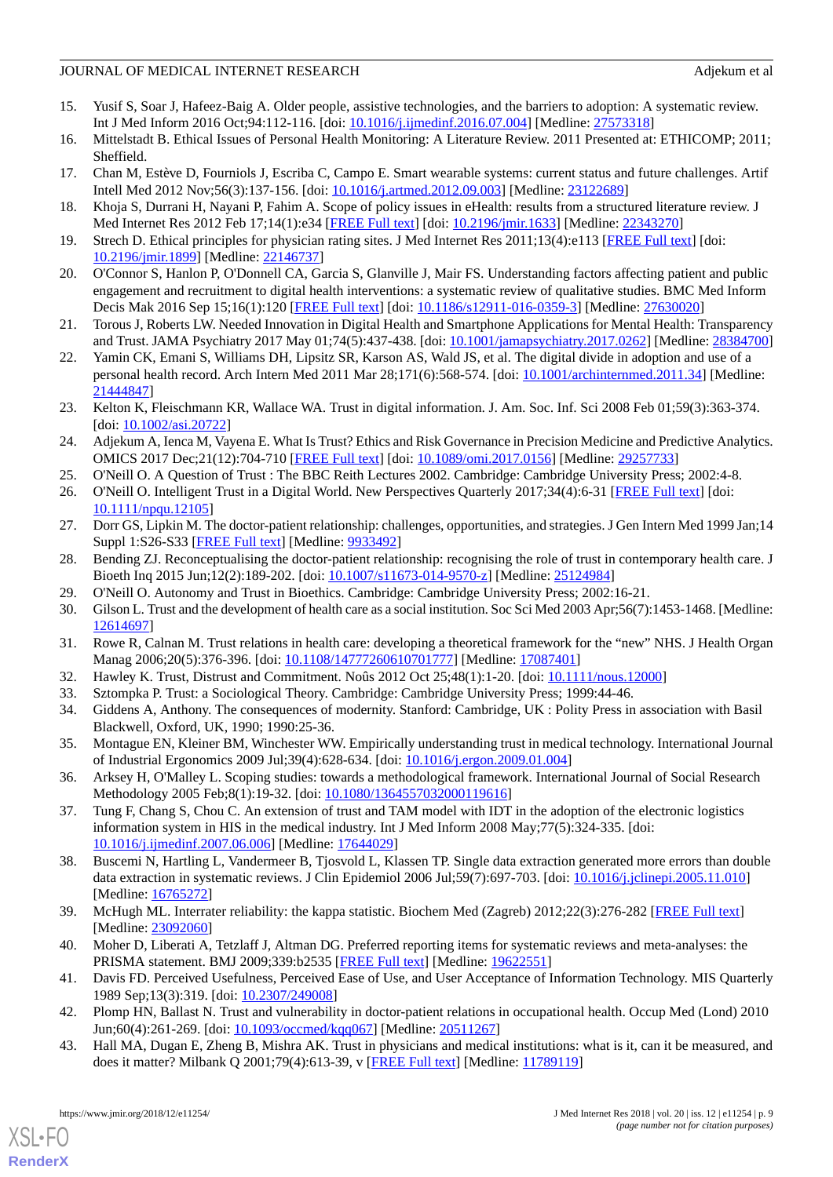15. Yusif S, Soar J, Hafeez-Baig A. Older people, assistive technologies, and the barriers to adoption: A systematic review. Int J Med Inform 2016 Oct;94:112-116. [doi: 10.1016/j.ijmedinf.2016.07.004] [Medline: 27573318]
16. Mittelstadt B. Ethical Issues of Personal Health Monitoring: A Literature Review. 2011 Presented at: ETHICOMP; 2011; Sheffield.
17. Chan M, Estève D, Fourniols J, Escriba C, Campo E. Smart wearable systems: current status and future challenges. Artif Intell Med 2012 Nov;56(3):137-156. [doi: 10.1016/j.artmed.2012.09.003] [Medline: 23122689]
18. Khoja S, Durrani H, Nayani P, Fahim A. Scope of policy issues in eHealth: results from a structured literature review. J Med Internet Res 2012 Feb 17;14(1):e34 [FREE Full text] [doi: 10.2196/jmir.1633] [Medline: 22343270]
19. Strech D. Ethical principles for physician rating sites. J Med Internet Res 2011;13(4):e113 [FREE Full text] [doi: 10.2196/jmir.1899] [Medline: 22146737]
20. O'Connor S, Hanlon P, O'Donnell CA, Garcia S, Glanville J, Mair FS. Understanding factors affecting patient and public engagement and recruitment to digital health interventions: a systematic review of qualitative studies. BMC Med Inform Decis Mak 2016 Sep 15;16(1):120 [FREE Full text] [doi: 10.1186/s12911-016-0359-3] [Medline: 27630020]
21. Torous J, Roberts LW. Needed Innovation in Digital Health and Smartphone Applications for Mental Health: Transparency and Trust. JAMA Psychiatry 2017 May 01;74(5):437-438. [doi: 10.1001/jamapsychiatry.2017.0262] [Medline: 28384700]
22. Yamin CK, Emani S, Williams DH, Lipsitz SR, Karson AS, Wald JS, et al. The digital divide in adoption and use of a personal health record. Arch Intern Med 2011 Mar 28;171(6):568-574. [doi: 10.1001/archinternmed.2011.34] [Medline: 21444847]
23. Kelton K, Fleischmann KR, Wallace WA. Trust in digital information. J. Am. Soc. Inf. Sci 2008 Feb 01;59(3):363-374. [doi: 10.1002/asi.20722]
24. Adjekum A, Ienca M, Vayena E. What Is Trust? Ethics and Risk Governance in Precision Medicine and Predictive Analytics. OMICS 2017 Dec;21(12):704-710 [FREE Full text] [doi: 10.1089/omi.2017.0156] [Medline: 29257733]
25. O'Neill O. A Question of Trust : The BBC Reith Lectures 2002. Cambridge: Cambridge University Press; 2002:4-8.
26. O'Neill O. Intelligent Trust in a Digital World. New Perspectives Quarterly 2017;34(4):6-31 [FREE Full text] [doi: 10.1111/npqu.12105]
27. Dorr GS, Lipkin M. The doctor-patient relationship: challenges, opportunities, and strategies. J Gen Intern Med 1999 Jan;14 Suppl 1:S26-S33 [FREE Full text] [Medline: 9933492]
28. Bending ZJ. Reconceptualising the doctor-patient relationship: recognising the role of trust in contemporary health care. J Bioeth Inq 2015 Jun;12(2):189-202. [doi: 10.1007/s11673-014-9570-z] [Medline: 25124984]
29. O'Neill O. Autonomy and Trust in Bioethics. Cambridge: Cambridge University Press; 2002:16-21.
30. Gilson L. Trust and the development of health care as a social institution. Soc Sci Med 2003 Apr;56(7):1453-1468. [Medline: 12614697]
31. Rowe R, Calnan M. Trust relations in health care: developing a theoretical framework for the "new" NHS. J Health Organ Manag 2006;20(5):376-396. [doi: 10.1108/14777260610701777] [Medline: 17087401]
32. Hawley K. Trust, Distrust and Commitment. Noûs 2012 Oct 25;48(1):1-20. [doi: 10.1111/nous.12000]
33. Sztompka P. Trust: a Sociological Theory. Cambridge: Cambridge University Press; 1999:44-46.
34. Giddens A, Anthony. The consequences of modernity. Stanford: Cambridge, UK : Polity Press in association with Basil Blackwell, Oxford, UK, 1990; 1990:25-36.
35. Montague EN, Kleiner BM, Winchester WW. Empirically understanding trust in medical technology. International Journal of Industrial Ergonomics 2009 Jul;39(4):628-634. [doi: 10.1016/j.ergon.2009.01.004]
36. Arksey H, O'Malley L. Scoping studies: towards a methodological framework. International Journal of Social Research Methodology 2005 Feb;8(1):19-32. [doi: 10.1080/1364557032000119616]
37. Tung F, Chang S, Chou C. An extension of trust and TAM model with IDT in the adoption of the electronic logistics information system in HIS in the medical industry. Int J Med Inform 2008 May;77(5):324-335. [doi: 10.1016/j.ijmedinf.2007.06.006] [Medline: 17644029]
38. Buscemi N, Hartling L, Vandermeer B, Tjosvold L, Klassen TP. Single data extraction generated more errors than double data extraction in systematic reviews. J Clin Epidemiol 2006 Jul;59(7):697-703. [doi: 10.1016/j.jclinepi.2005.11.010] [Medline: 16765272]
39. McHugh ML. Interrater reliability: the kappa statistic. Biochem Med (Zagreb) 2012;22(3):276-282 [FREE Full text] [Medline: 23092060]
40. Moher D, Liberati A, Tetzlaff J, Altman DG. Preferred reporting items for systematic reviews and meta-analyses: the PRISMA statement. BMJ 2009;339:b2535 [FREE Full text] [Medline: 19622551]
41. Davis FD. Perceived Usefulness, Perceived Ease of Use, and User Acceptance of Information Technology. MIS Quarterly 1989 Sep;13(3):319. [doi: 10.2307/249008]
42. Plomp HN, Ballast N. Trust and vulnerability in doctor-patient relations in occupational health. Occup Med (Lond) 2010 Jun;60(4):261-269. [doi: 10.1093/occmed/kqq067] [Medline: 20511267]
43. Hall MA, Dugan E, Zheng B, Mishra AK. Trust in physicians and medical institutions: what is it, can it be measured, and does it matter? Milbank Q 2001;79(4):613-39, v [FREE Full text] [Medline: 11789119]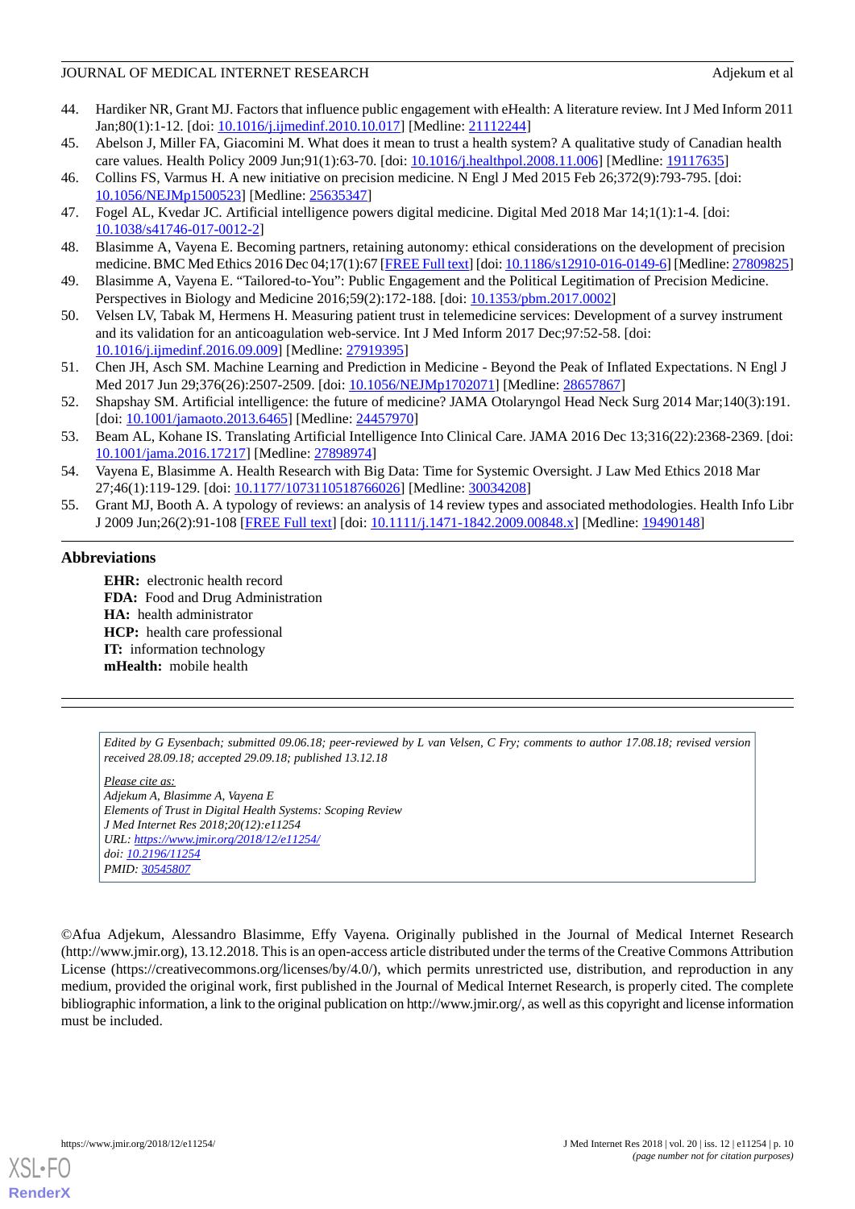44. Hardiker NR, Grant MJ. Factors that influence public engagement with eHealth: A literature review. Int J Med Inform 2011 Jan;80(1):1-12. [doi: 10.1016/j.ijmedinf.2010.10.017] [Medline: 21112244]
45. Abelson J, Miller FA, Giacomini M. What does it mean to trust a health system? A qualitative study of Canadian health care values. Health Policy 2009 Jun;91(1):63-70. [doi: 10.1016/j.healthpol.2008.11.006] [Medline: 19117635]
46. Collins FS, Varmus H. A new initiative on precision medicine. N Engl J Med 2015 Feb 26;372(9):793-795. [doi: 10.1056/NEJMp1500523] [Medline: 25635347]
47. Fogel AL, Kvedar JC. Artificial intelligence powers digital medicine. Digital Med 2018 Mar 14;1(1):1-4. [doi: 10.1038/s41746-017-0012-2]
48. Blasimme A, Vayena E. Becoming partners, retaining autonomy: ethical considerations on the development of precision medicine. BMC Med Ethics 2016 Dec 04;17(1):67 [FREE Full text] [doi: 10.1186/s12910-016-0149-6] [Medline: 27809825]
49. Blasimme A, Vayena E. "Tailored-to-You": Public Engagement and the Political Legitimation of Precision Medicine. Perspectives in Biology and Medicine 2016;59(2):172-188. [doi: 10.1353/pbm.2017.0002]
50. Velsen LV, Tabak M, Hermens H. Measuring patient trust in telemedicine services: Development of a survey instrument and its validation for an anticoagulation web-service. Int J Med Inform 2017 Dec;97:52-58. [doi: 10.1016/j.ijmedinf.2016.09.009] [Medline: 27919395]
51. Chen JH, Asch SM. Machine Learning and Prediction in Medicine - Beyond the Peak of Inflated Expectations. N Engl J Med 2017 Jun 29;376(26):2507-2509. [doi: 10.1056/NEJMp1702071] [Medline: 28657867]
52. Shapshay SM. Artificial intelligence: the future of medicine? JAMA Otolaryngol Head Neck Surg 2014 Mar;140(3):191. [doi: 10.1001/jamaoto.2013.6465] [Medline: 24457970]
53. Beam AL, Kohane IS. Translating Artificial Intelligence Into Clinical Care. JAMA 2016 Dec 13;316(22):2368-2369. [doi: 10.1001/jama.2016.17217] [Medline: 27898974]
54. Vayena E, Blasimme A. Health Research with Big Data: Time for Systemic Oversight. J Law Med Ethics 2018 Mar 27;46(1):119-129. [doi: 10.1177/1073110518766026] [Medline: 30034208]
55. Grant MJ, Booth A. A typology of reviews: an analysis of 14 review types and associated methodologies. Health Info Libr J 2009 Jun;26(2):91-108 [FREE Full text] [doi: 10.1111/j.1471-1842.2009.00848.x] [Medline: 19490148]

## Abbreviations

**EHR:** electronic health record
**FDA:** Food and Drug Administration
**HA:** health administrator
**HCP:** health care professional
**IT:** information technology
**mHealth:** mobile health

*Edited by G Eysenbach; submitted 09.06.18; peer-reviewed by L van Velsen, C Fry; comments to author 17.08.18; revised version received 28.09.18; accepted 29.09.18; published 13.12.18*

*Please cite as:*
*Adjekum A, Blasimme A, Vayena E*
*Elements of Trust in Digital Health Systems: Scoping Review*
*J Med Internet Res 2018;20(12):e11254*
*URL: https://www.jmir.org/2018/12/e11254/*
*doi: 10.2196/11254*
*PMID: 30545807*

©Afua Adjekum, Alessandro Blasimme, Effy Vayena. Originally published in the Journal of Medical Internet Research (http://www.jmir.org), 13.12.2018. This is an open-access article distributed under the terms of the Creative Commons Attribution License (https://creativecommons.org/licenses/by/4.0/), which permits unrestricted use, distribution, and reproduction in any medium, provided the original work, first published in the Journal of Medical Internet Research, is properly cited. The complete bibliographic information, a link to the original publication on http://www.jmir.org/, as well as this copyright and license information must be included.